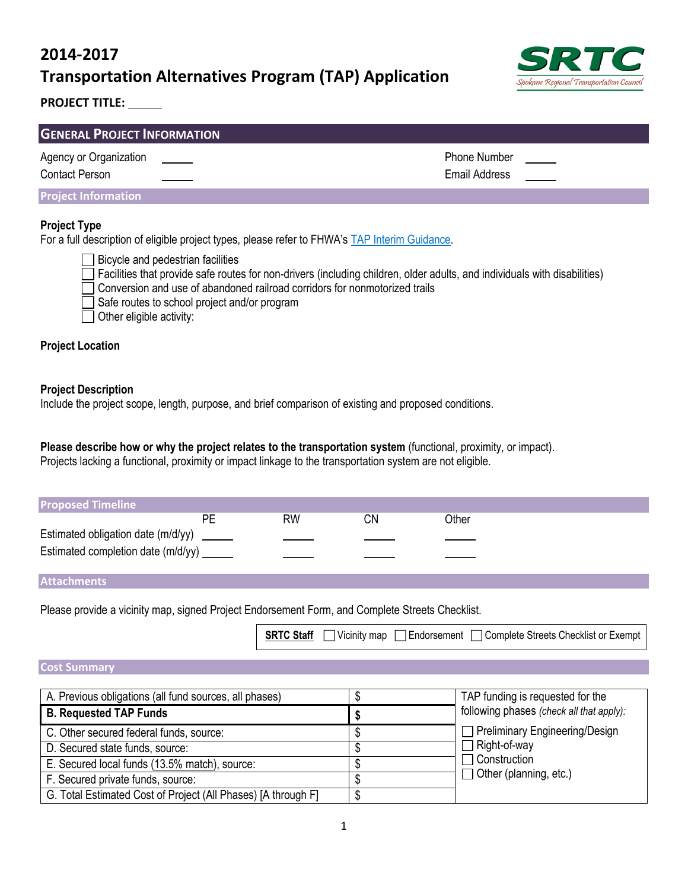# 2014-2017

# Transportation Alternatives Program (TAP) Application

SRTC
*Spokane Regional Transportation Council*

**PROJECT TITLE:** \_\_\_\_\_

## GENERAL PROJECT INFORMATION

Agency or Organization \_\_\_\_\_ Phone Number \_\_\_\_\_

Contact Person \_\_\_\_\_ Email Address \_\_\_\_\_

### Project Information

**Project Type**

For a full description of eligible project types, please refer to FHWA's TAP Interim Guidance.

- ☐ Bicycle and pedestrian facilities
- ☐ Facilities that provide safe routes for non-drivers (including children, older adults, and individuals with disabilities)
- ☐ Conversion and use of abandoned railroad corridors for nonmotorized trails
- ☐ Safe routes to school project and/or program
- ☐ Other eligible activity:

**Project Location**

**Project Description**

Include the project scope, length, purpose, and brief comparison of existing and proposed conditions.

**Please describe how or why the project relates to the transportation system** (functional, proximity, or impact). Projects lacking a functional, proximity or impact linkage to the transportation system are not eligible.

### Proposed Timeline

| | PE | RW | CN | Other |
|---|---|---|---|---|
| Estimated obligation date (m/d/yy) | \_\_\_\_\_ | \_\_\_\_\_ | \_\_\_\_\_ | \_\_\_\_\_ |
| Estimated completion date (m/d/yy) | \_\_\_\_\_ | \_\_\_\_\_ | \_\_\_\_\_ | \_\_\_\_\_ |

### Attachments

Please provide a vicinity map, signed Project Endorsement Form, and Complete Streets Checklist.

**SRTC Staff** ☐ Vicinity map ☐ Endorsement ☐ Complete Streets Checklist or Exempt

### Cost Summary

| | | |
|---|---|---|
| A. Previous obligations (all fund sources, all phases) | $ | TAP funding is requested for the following phases *(check all that apply)*: |
| **B. Requested TAP Funds** | **$** | ☐ Preliminary Engineering/Design |
| C. Other secured federal funds, source: | $ | ☐ Right-of-way |
| D. Secured state funds, source: | $ | ☐ Construction |
| E. Secured local funds (13.5% match), source: | $ | ☐ Other (planning, etc.) |
| F. Secured private funds, source: | $ | |
| G. Total Estimated Cost of Project (All Phases) [A through F] | $ | |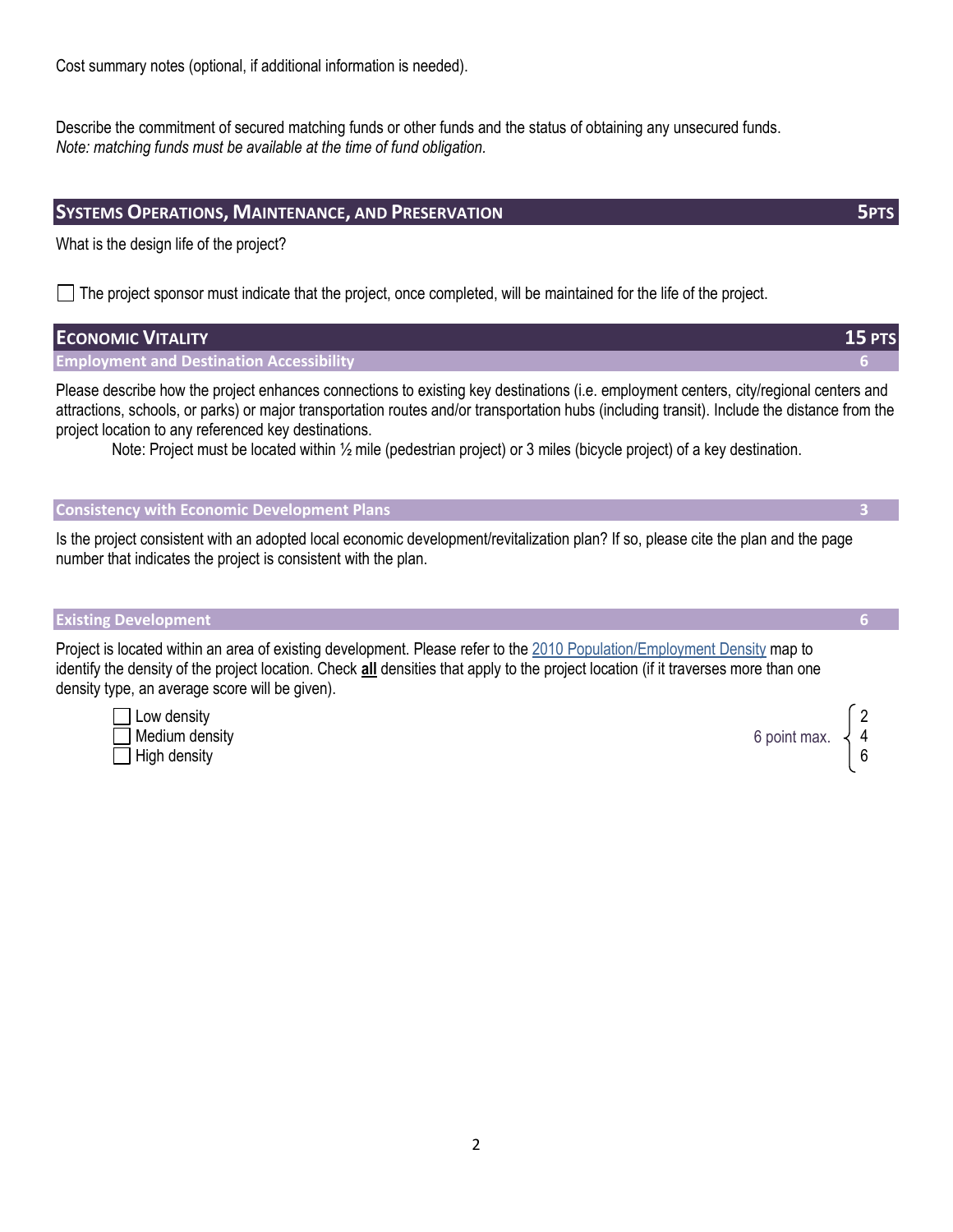Cost summary notes (optional, if additional information is needed).

Describe the commitment of secured matching funds or other funds and the status of obtaining any unsecured funds.
*Note: matching funds must be available at the time of fund obligation.*

## SYSTEMS OPERATIONS, MAINTENANCE, AND PRESERVATION — 5PTS

What is the design life of the project?

☐ The project sponsor must indicate that the project, once completed, will be maintained for the life of the project.

## ECONOMIC VITALITY — 15 PTS

### Employment and Destination Accessibility — 6

Please describe how the project enhances connections to existing key destinations (i.e. employment centers, city/regional centers and attractions, schools, or parks) or major transportation routes and/or transportation hubs (including transit). Include the distance from the project location to any referenced key destinations.

Note: Project must be located within ½ mile (pedestrian project) or 3 miles (bicycle project) of a key destination.

### Consistency with Economic Development Plans — 3

Is the project consistent with an adopted local economic development/revitalization plan? If so, please cite the plan and the page number that indicates the project is consistent with the plan.

### Existing Development — 6

Project is located within an area of existing development. Please refer to the 2010 Population/Employment Density map to identify the density of the project location. Check **all** densities that apply to the project location (if it traverses more than one density type, an average score will be given).

| Density | Points (6 point max.) |
|---|---|
| ☐ Low density | 2 |
| ☐ Medium density | 4 |
| ☐ High density | 6 |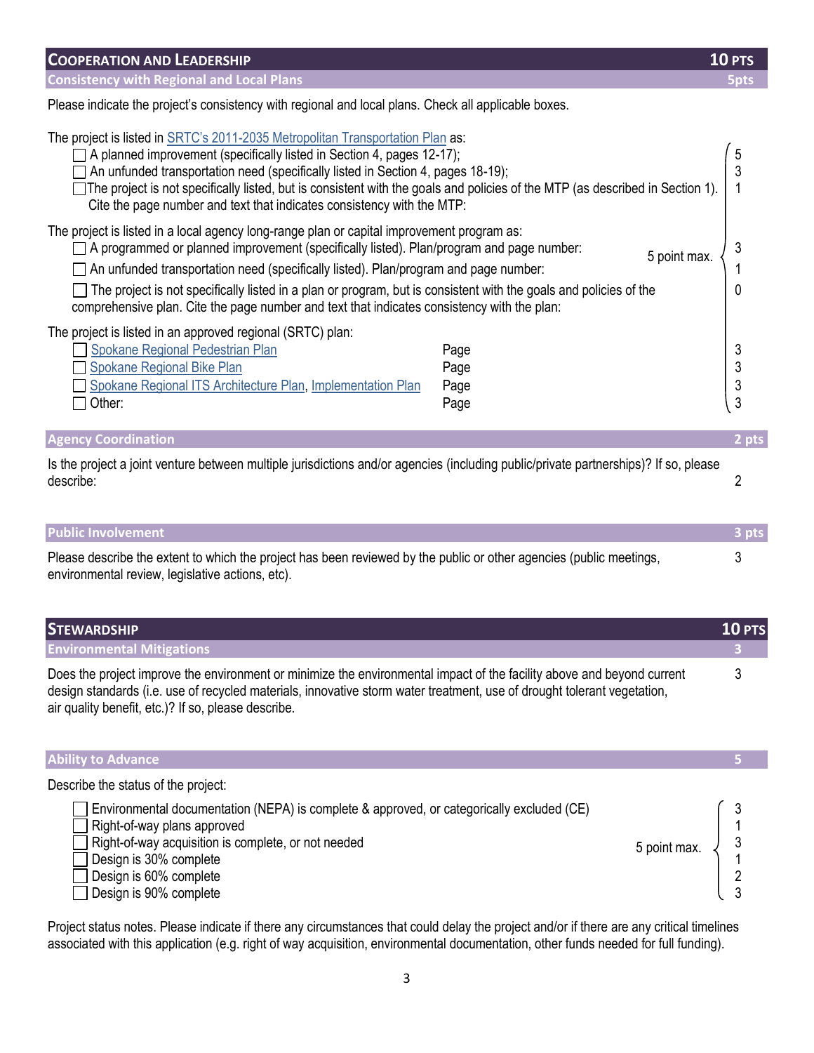## COOPERATION AND LEADERSHIP — 10 PTS

### Consistency with Regional and Local Plans — 5pts

Please indicate the project's consistency with regional and local plans. Check all applicable boxes.

**5 point max.**

The project is listed in SRTC's 2011-2035 Metropolitan Transportation Plan as:

| | Points |
|---|---|
| ☐ A planned improvement (specifically listed in Section 4, pages 12-17); | 5 |
| ☐ An unfunded transportation need (specifically listed in Section 4, pages 18-19); | 3 |
| ☐ The project is not specifically listed, but is consistent with the goals and policies of the MTP (as described in Section 1). Cite the page number and text that indicates consistency with the MTP: | 1 |

The project is listed in a local agency long-range plan or capital improvement program as:

| | Points |
|---|---|
| ☐ A programmed or planned improvement (specifically listed). Plan/program and page number: | 3 |
| ☐ An unfunded transportation need (specifically listed). Plan/program and page number: | 1 |
| ☐ The project is not specifically listed in a plan or program, but is consistent with the goals and policies of the comprehensive plan. Cite the page number and text that indicates consistency with the plan: | 0 |

The project is listed in an approved regional (SRTC) plan:

| | | Points |
|---|---|---|
| ☐ Spokane Regional Pedestrian Plan | Page | 3 |
| ☐ Spokane Regional Bike Plan | Page | 3 |
| ☐ Spokane Regional ITS Architecture Plan, Implementation Plan | Page | 3 |
| ☐ Other: | Page | 3 |

### Agency Coordination — 2 pts

Is the project a joint venture between multiple jurisdictions and/or agencies (including public/private partnerships)? If so, please describe: **2**

### Public Involvement — 3 pts

Please describe the extent to which the project has been reviewed by the public or other agencies (public meetings, environmental review, legislative actions, etc). **3**

## STEWARDSHIP — 10 PTS

### Environmental Mitigations — 3

Does the project improve the environment or minimize the environmental impact of the facility above and beyond current design standards (i.e. use of recycled materials, innovative storm water treatment, use of drought tolerant vegetation, air quality benefit, etc.)? If so, please describe. **3**

### Ability to Advance — 5

Describe the status of the project:

**5 point max.**

| | Points |
|---|---|
| ☐ Environmental documentation (NEPA) is complete & approved, or categorically excluded (CE) | 3 |
| ☐ Right-of-way plans approved | 1 |
| ☐ Right-of-way acquisition is complete, or not needed | 3 |
| ☐ Design is 30% complete | 1 |
| ☐ Design is 60% complete | 2 |
| ☐ Design is 90% complete | 3 |

Project status notes. Please indicate if there any circumstances that could delay the project and/or if there are any critical timelines associated with this application (e.g. right of way acquisition, environmental documentation, other funds needed for full funding).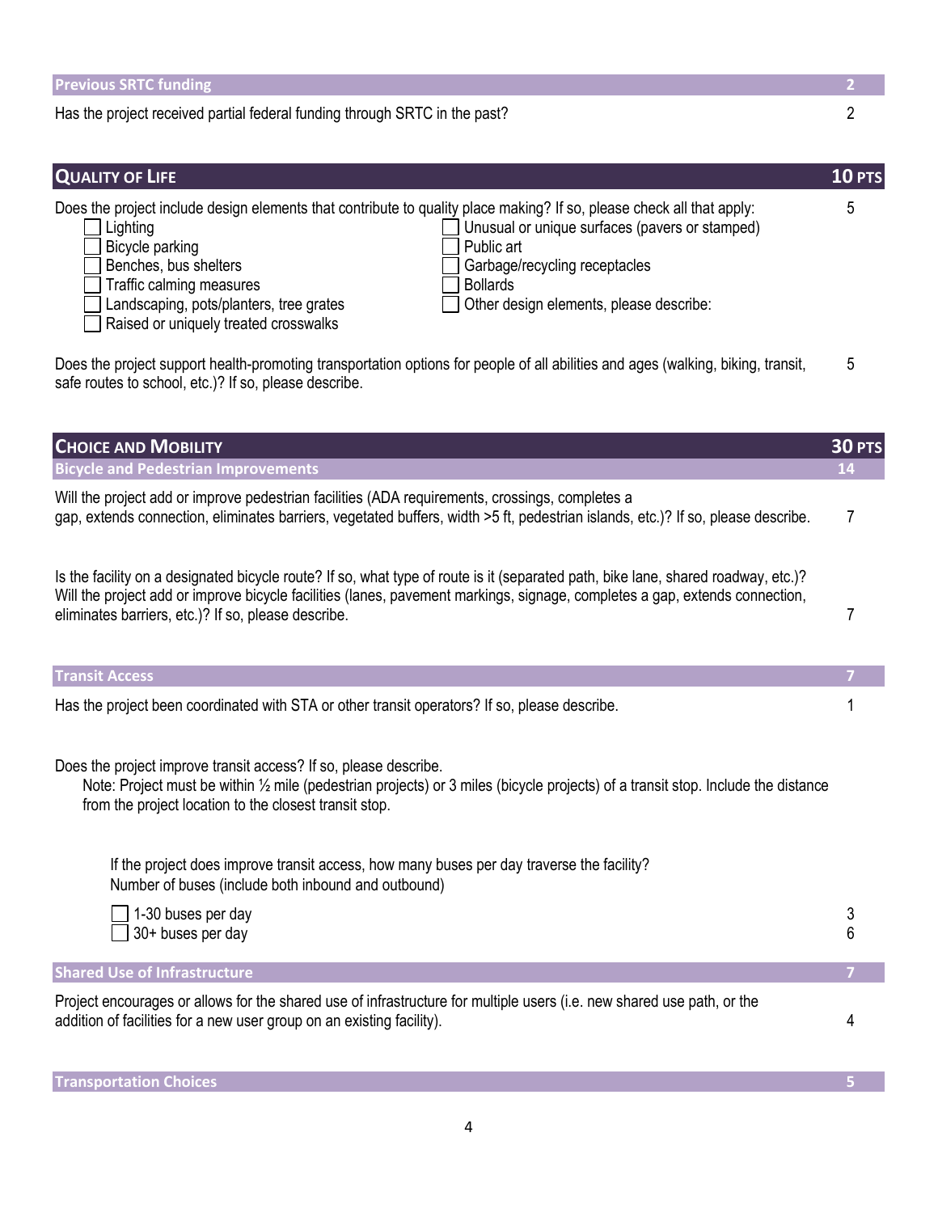| Previous SRTC funding | 2 |
| --- | --- |
| Has the project received partial federal funding through SRTC in the past? | 2 |

## QUALITY OF LIFE — 10 PTS

Does the project include design elements that contribute to quality place making? If so, please check all that apply: **5**

- [ ] Lighting
- [ ] Bicycle parking
- [ ] Benches, bus shelters
- [ ] Traffic calming measures
- [ ] Landscaping, pots/planters, tree grates
- [ ] Raised or uniquely treated crosswalks
- [ ] Unusual or unique surfaces (pavers or stamped)
- [ ] Public art
- [ ] Garbage/recycling receptacles
- [ ] Bollards
- [ ] Other design elements, please describe:

Does the project support health-promoting transportation options for people of all abilities and ages (walking, biking, transit, safe routes to school, etc.)? If so, please describe. **5**

## CHOICE AND MOBILITY — 30 PTS

### Bicycle and Pedestrian Improvements — 14

Will the project add or improve pedestrian facilities (ADA requirements, crossings, completes a gap, extends connection, eliminates barriers, vegetated buffers, width >5 ft, pedestrian islands, etc.)? If so, please describe. **7**

Is the facility on a designated bicycle route? If so, what type of route is it (separated path, bike lane, shared roadway, etc.)? Will the project add or improve bicycle facilities (lanes, pavement markings, signage, completes a gap, extends connection, eliminates barriers, etc.)? If so, please describe. **7**

### Transit Access — 7

Has the project been coordinated with STA or other transit operators? If so, please describe. **1**

Does the project improve transit access? If so, please describe.

Note: Project must be within ½ mile (pedestrian projects) or 3 miles (bicycle projects) of a transit stop. Include the distance from the project location to the closest transit stop.

If the project does improve transit access, how many buses per day traverse the facility?
Number of buses (include both inbound and outbound)

- [ ] 1-30 buses per day **3**
- [ ] 30+ buses per day **6**

### Shared Use of Infrastructure — 7

Project encourages or allows for the shared use of infrastructure for multiple users (i.e. new shared use path, or the addition of facilities for a new user group on an existing facility). **4**

### Transportation Choices — 5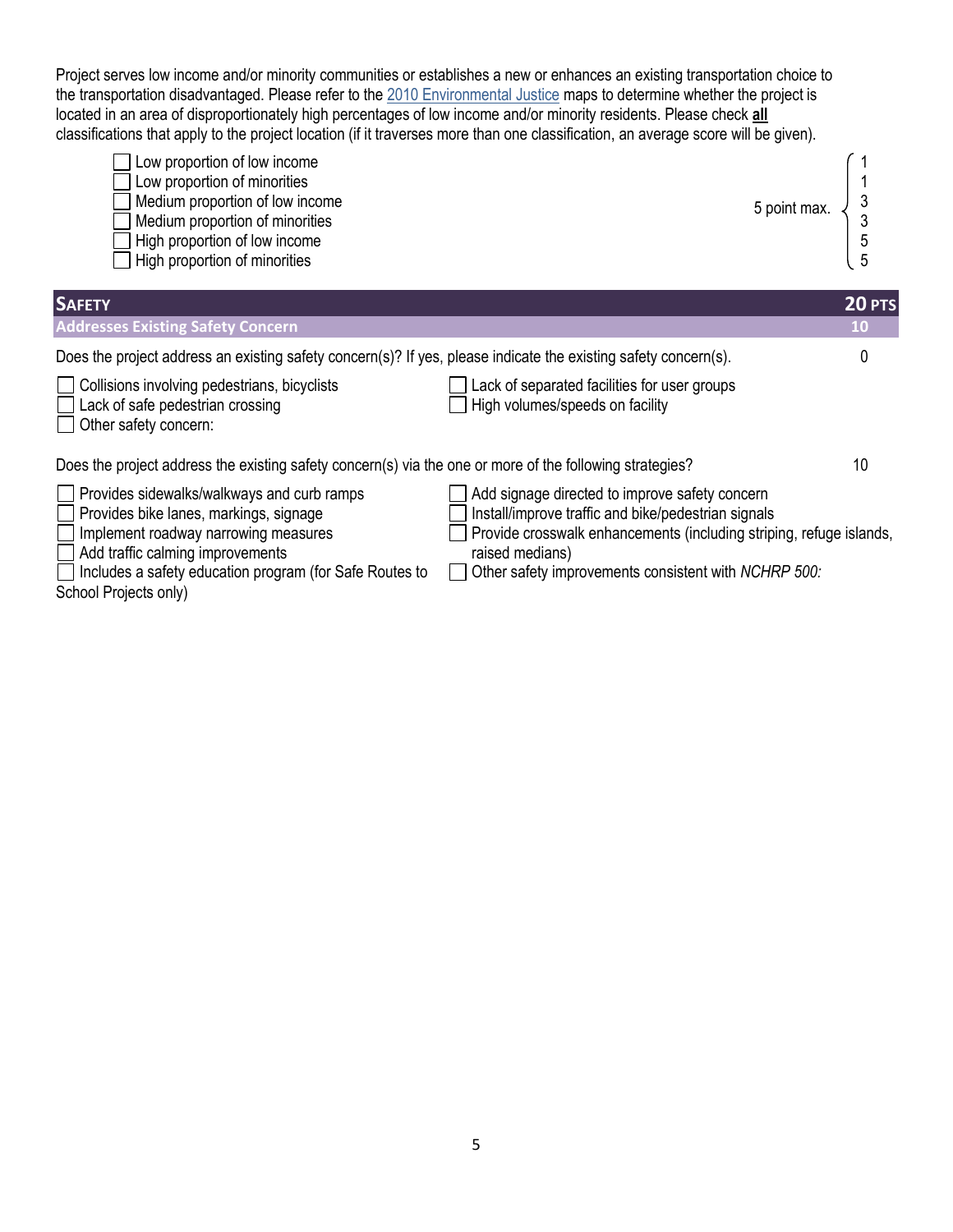Project serves low income and/or minority communities or establishes a new or enhances an existing transportation choice to the transportation disadvantaged. Please refer to the 2010 Environmental Justice maps to determine whether the project is located in an area of disproportionately high percentages of low income and/or minority residents. Please check **all** classifications that apply to the project location (if it traverses more than one classification, an average score will be given).

5 point max.

- ☐ Low proportion of low income — 1
- ☐ Low proportion of minorities — 1
- ☐ Medium proportion of low income — 3
- ☐ Medium proportion of minorities — 3
- ☐ High proportion of low income — 5
- ☐ High proportion of minorities — 5

## SAFETY — 20 PTS

### Addresses Existing Safety Concern — 10

Does the project address an existing safety concern(s)? If yes, please indicate the existing safety concern(s). — 0

- ☐ Collisions involving pedestrians, bicyclists
- ☐ Lack of safe pedestrian crossing
- ☐ Other safety concern:
- ☐ Lack of separated facilities for user groups
- ☐ High volumes/speeds on facility

Does the project address the existing safety concern(s) via the one or more of the following strategies? — 10

- ☐ Provides sidewalks/walkways and curb ramps
- ☐ Provides bike lanes, markings, signage
- ☐ Implement roadway narrowing measures
- ☐ Add traffic calming improvements
- ☐ Includes a safety education program (for Safe Routes to School Projects only)
- ☐ Add signage directed to improve safety concern
- ☐ Install/improve traffic and bike/pedestrian signals
- ☐ Provide crosswalk enhancements (including striping, refuge islands, raised medians)
- ☐ Other safety improvements consistent with *NCHRP 500:*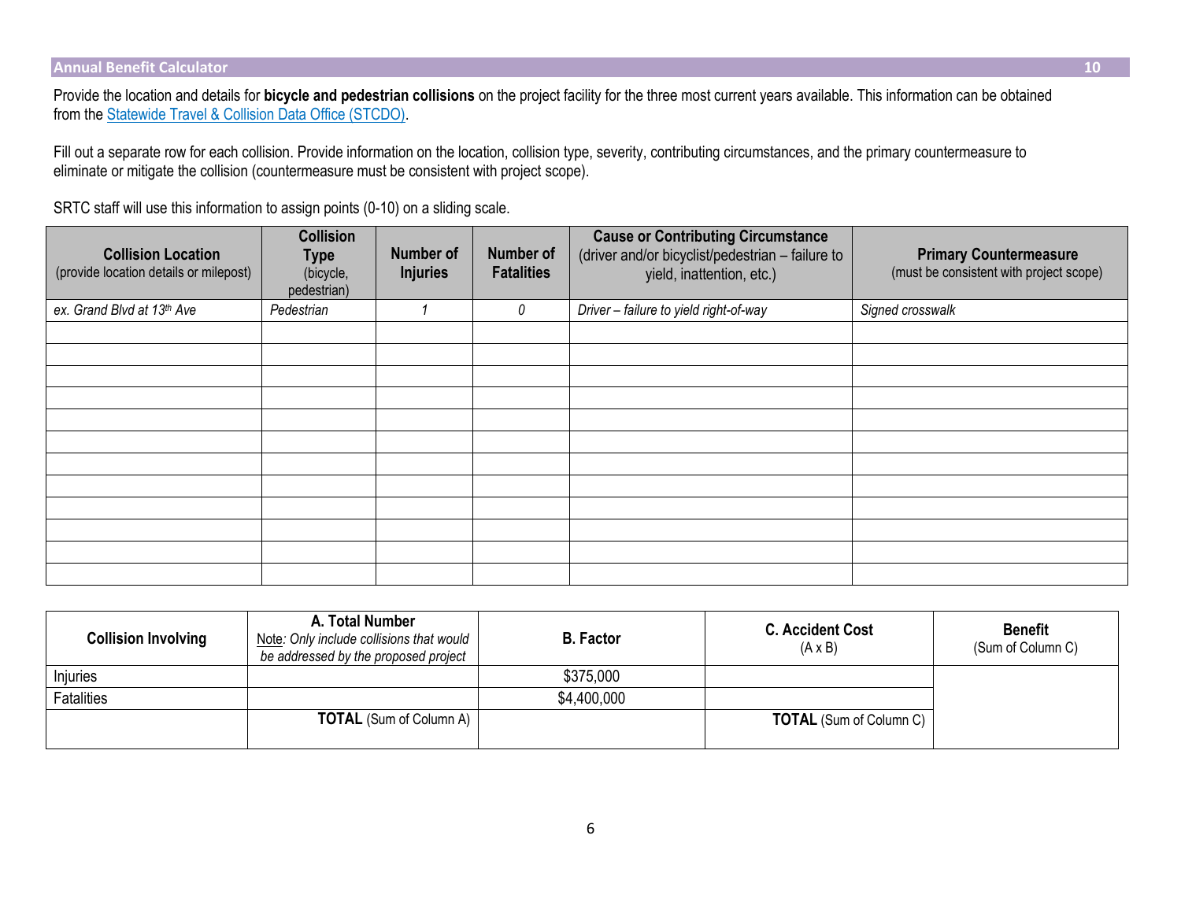## Annual Benefit Calculator 10

Provide the location and details for **bicycle and pedestrian collisions** on the project facility for the three most current years available. This information can be obtained from the Statewide Travel & Collision Data Office (STCDO).

Fill out a separate row for each collision. Provide information on the location, collision type, severity, contributing circumstances, and the primary countermeasure to eliminate or mitigate the collision (countermeasure must be consistent with project scope).

SRTC staff will use this information to assign points (0-10) on a sliding scale.

| **Collision Location** (provide location details or milepost) | **Collision Type** (bicycle, pedestrian) | **Number of Injuries** | **Number of Fatalities** | **Cause or Contributing Circumstance** (driver and/or bicyclist/pedestrian – failure to yield, inattention, etc.) | **Primary Countermeasure** (must be consistent with project scope) |
|---|---|---|---|---|---|
| *ex. Grand Blvd at 13th Ave* | *Pedestrian* | *1* | *0* | *Driver – failure to yield right-of-way* | *Signed crosswalk* |
| | | | | | |
| | | | | | |
| | | | | | |
| | | | | | |
| | | | | | |
| | | | | | |
| | | | | | |
| | | | | | |
| | | | | | |
| | | | | | |
| | | | | | |
| | | | | | |

| **Collision Involving** | **A. Total Number** Note: *Only include collisions that would be addressed by the proposed project* | **B. Factor** | **C. Accident Cost** (A x B) | **Benefit** (Sum of Column C) |
|---|---|---|---|---|
| Injuries | | $375,000 | | |
| Fatalities | | $4,400,000 | | |
| | **TOTAL** (Sum of Column A) | | **TOTAL** (Sum of Column C) | |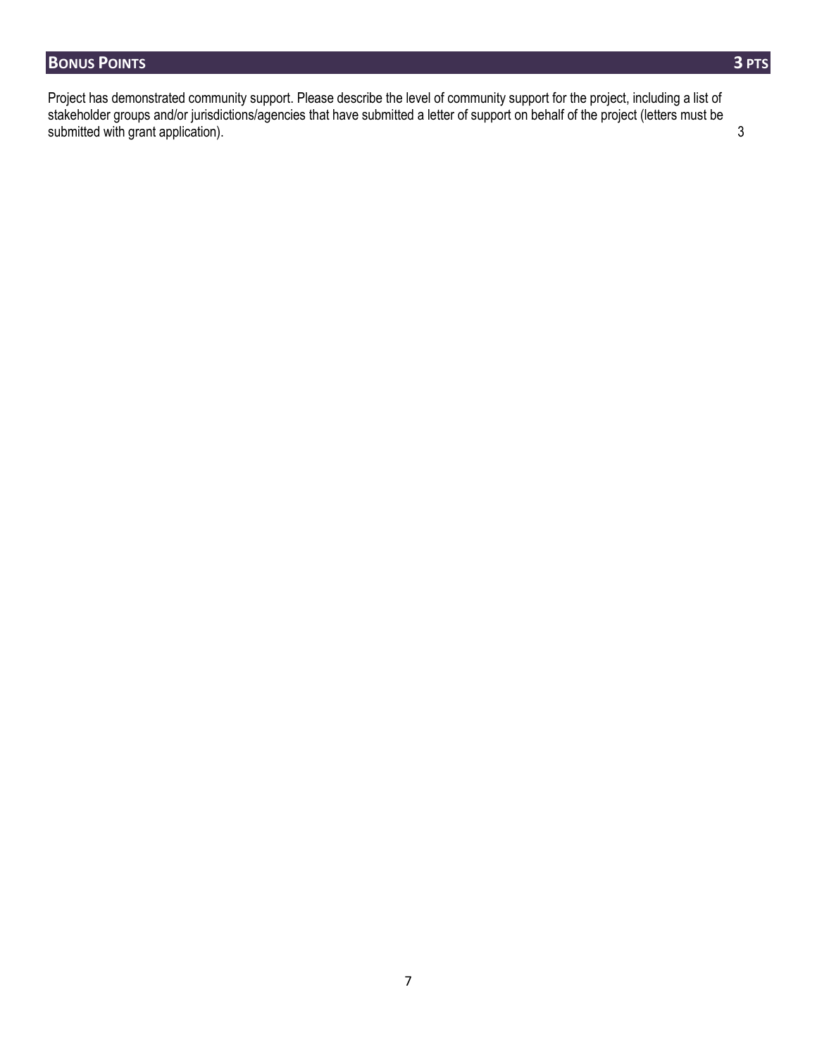## BONUS POINTS 3 PTS

Project has demonstrated community support. Please describe the level of community support for the project, including a list of stakeholder groups and/or jurisdictions/agencies that have submitted a letter of support on behalf of the project (letters must be submitted with grant application). 3